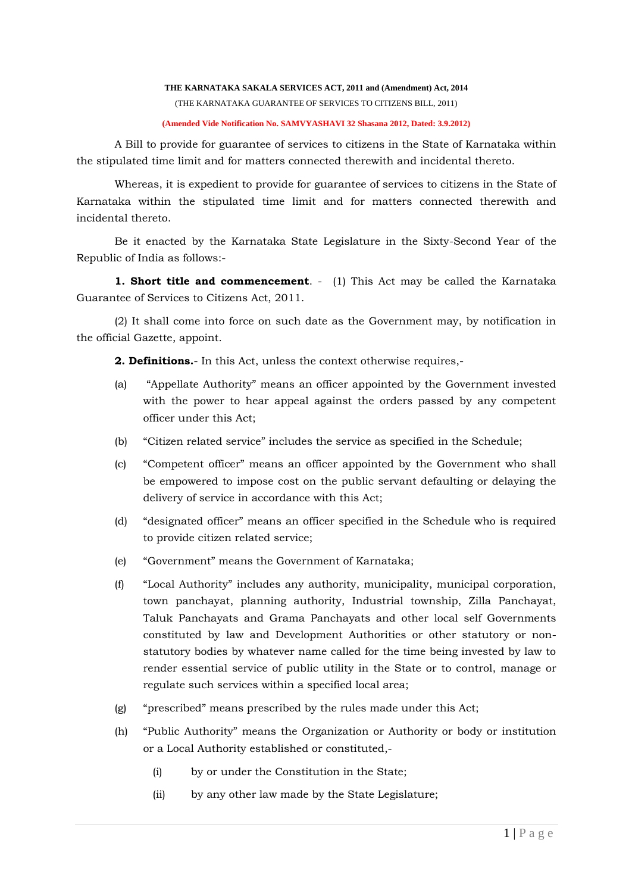**THE KARNATAKA SAKALA SERVICES ACT, 2011 and (Amendment) Act, 2014**

(THE KARNATAKA GUARANTEE OF SERVICES TO CITIZENS BILL, 2011)

**(Amended Vide Notification No. SAMVYASHAVI 32 Shasana 2012, Dated: 3.9.2012)**

A Bill to provide for guarantee of services to citizens in the State of Karnataka within the stipulated time limit and for matters connected therewith and incidental thereto.

Whereas, it is expedient to provide for guarantee of services to citizens in the State of Karnataka within the stipulated time limit and for matters connected therewith and incidental thereto.

Be it enacted by the Karnataka State Legislature in the Sixty-Second Year of the Republic of India as follows:-

**1. Short title and commencement**. - (1) This Act may be called the Karnataka Guarantee of Services to Citizens Act, 2011.

(2) It shall come into force on such date as the Government may, by notification in the official Gazette, appoint.

**2. Definitions.**- In this Act, unless the context otherwise requires,-

(a) "Appellate Authority" means an officer appointed by the Government invested with the power to hear appeal against the orders passed by any competent officer under this Act;

(b) "Citizen related service" includes the service as specified in the Schedule;

(c) "Competent officer" means an officer appointed by the Government who shall be empowered to impose cost on the public servant defaulting or delaying the delivery of service in accordance with this Act;

(d) "designated officer" means an officer specified in the Schedule who is required to provide citizen related service;

(e) "Government" means the Government of Karnataka;

(f) "Local Authority" includes any authority, municipality, municipal corporation, town panchayat, planning authority, Industrial township, Zilla Panchayat, Taluk Panchayats and Grama Panchayats and other local self Governments constituted by law and Development Authorities or other statutory or non-statutory bodies by whatever name called for the time being invested by law to render essential service of public utility in the State or to control, manage or regulate such services within a specified local area;

(g) "prescribed" means prescribed by the rules made under this Act;

(h) "Public Authority" means the Organization or Authority or body or institution or a Local Authority established or constituted,-

(i) by or under the Constitution in the State;

(ii) by any other law made by the State Legislature;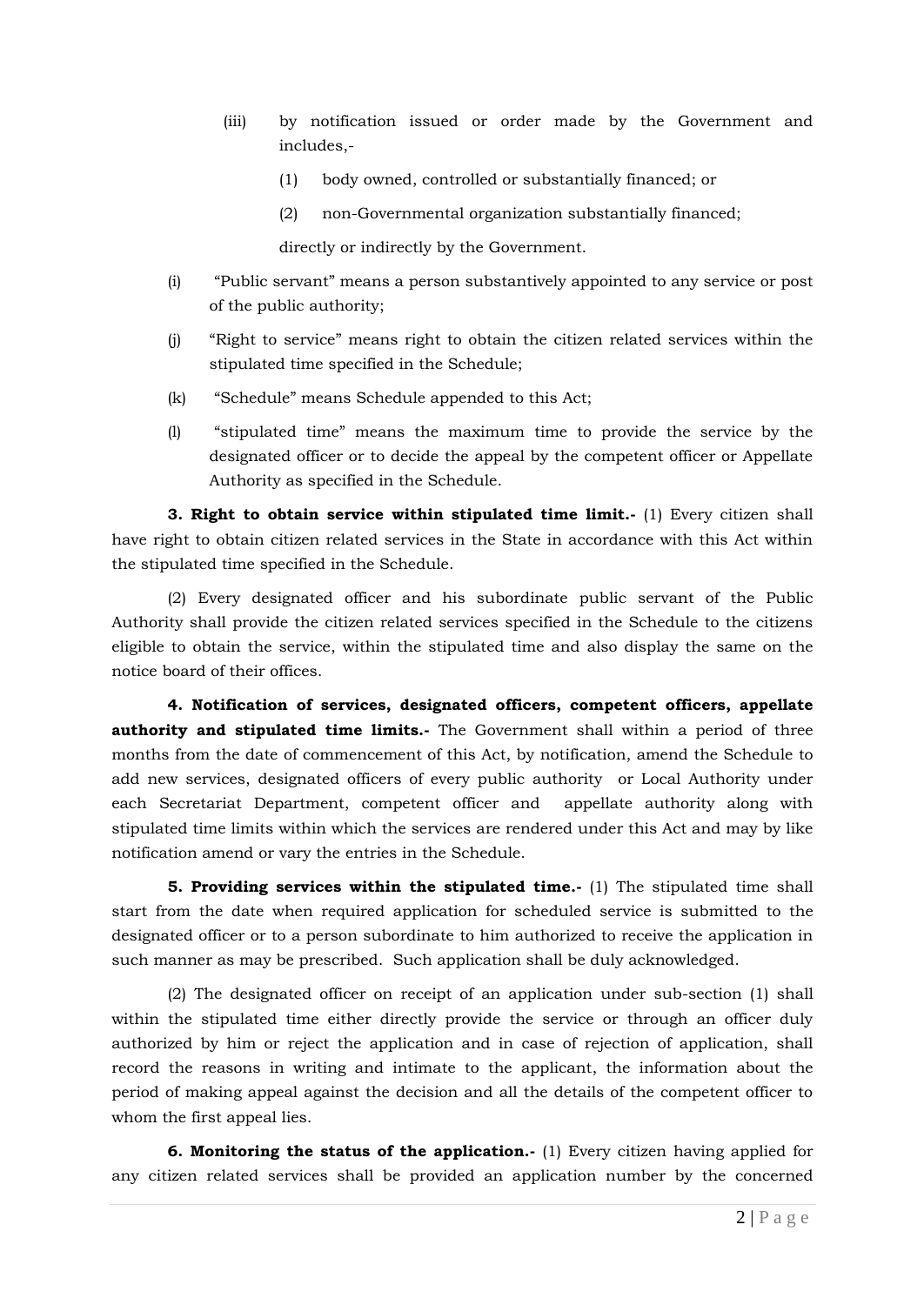(iii) by notification issued or order made by the Government and includes,-

(1) body owned, controlled or substantially financed; or

(2) non-Governmental organization substantially financed;

directly or indirectly by the Government.

(i) "Public servant" means a person substantively appointed to any service or post of the public authority;

(j) "Right to service" means right to obtain the citizen related services within the stipulated time specified in the Schedule;

(k) "Schedule" means Schedule appended to this Act;

(l) "stipulated time" means the maximum time to provide the service by the designated officer or to decide the appeal by the competent officer or Appellate Authority as specified in the Schedule.

**3. Right to obtain service within stipulated time limit.-** (1) Every citizen shall have right to obtain citizen related services in the State in accordance with this Act within the stipulated time specified in the Schedule.

(2) Every designated officer and his subordinate public servant of the Public Authority shall provide the citizen related services specified in the Schedule to the citizens eligible to obtain the service, within the stipulated time and also display the same on the notice board of their offices.

**4. Notification of services, designated officers, competent officers, appellate authority and stipulated time limits.-** The Government shall within a period of three months from the date of commencement of this Act, by notification, amend the Schedule to add new services, designated officers of every public authority or Local Authority under each Secretariat Department, competent officer and appellate authority along with stipulated time limits within which the services are rendered under this Act and may by like notification amend or vary the entries in the Schedule.

**5. Providing services within the stipulated time.-** (1) The stipulated time shall start from the date when required application for scheduled service is submitted to the designated officer or to a person subordinate to him authorized to receive the application in such manner as may be prescribed. Such application shall be duly acknowledged.

(2) The designated officer on receipt of an application under sub-section (1) shall within the stipulated time either directly provide the service or through an officer duly authorized by him or reject the application and in case of rejection of application, shall record the reasons in writing and intimate to the applicant, the information about the period of making appeal against the decision and all the details of the competent officer to whom the first appeal lies.

**6. Monitoring the status of the application.-** (1) Every citizen having applied for any citizen related services shall be provided an application number by the concerned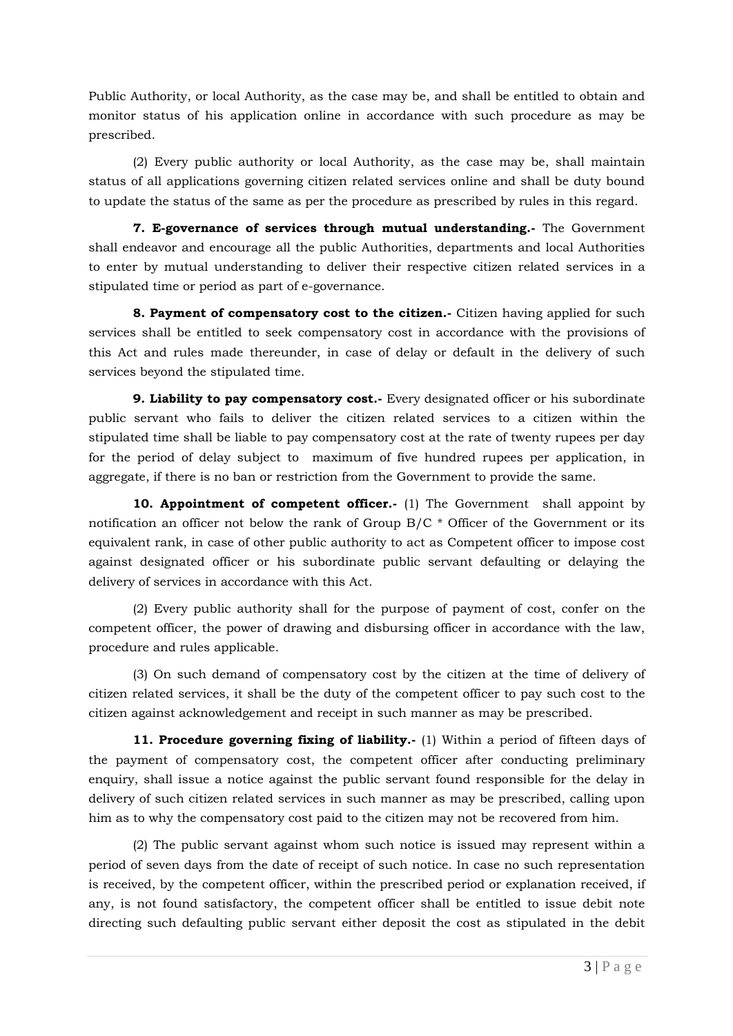Public Authority, or local Authority, as the case may be, and shall be entitled to obtain and monitor status of his application online in accordance with such procedure as may be prescribed.

(2) Every public authority or local Authority, as the case may be, shall maintain status of all applications governing citizen related services online and shall be duty bound to update the status of the same as per the procedure as prescribed by rules in this regard.

**7. E-governance of services through mutual understanding.-** The Government shall endeavor and encourage all the public Authorities, departments and local Authorities to enter by mutual understanding to deliver their respective citizen related services in a stipulated time or period as part of e-governance.

**8. Payment of compensatory cost to the citizen.-** Citizen having applied for such services shall be entitled to seek compensatory cost in accordance with the provisions of this Act and rules made thereunder, in case of delay or default in the delivery of such services beyond the stipulated time.

**9. Liability to pay compensatory cost.-** Every designated officer or his subordinate public servant who fails to deliver the citizen related services to a citizen within the stipulated time shall be liable to pay compensatory cost at the rate of twenty rupees per day for the period of delay subject to maximum of five hundred rupees per application, in aggregate, if there is no ban or restriction from the Government to provide the same.

**10. Appointment of competent officer.-** (1) The Government shall appoint by notification an officer not below the rank of Group B/C * Officer of the Government or its equivalent rank, in case of other public authority to act as Competent officer to impose cost against designated officer or his subordinate public servant defaulting or delaying the delivery of services in accordance with this Act.

(2) Every public authority shall for the purpose of payment of cost, confer on the competent officer, the power of drawing and disbursing officer in accordance with the law, procedure and rules applicable.

(3) On such demand of compensatory cost by the citizen at the time of delivery of citizen related services, it shall be the duty of the competent officer to pay such cost to the citizen against acknowledgement and receipt in such manner as may be prescribed.

**11. Procedure governing fixing of liability.-** (1) Within a period of fifteen days of the payment of compensatory cost, the competent officer after conducting preliminary enquiry, shall issue a notice against the public servant found responsible for the delay in delivery of such citizen related services in such manner as may be prescribed, calling upon him as to why the compensatory cost paid to the citizen may not be recovered from him.

(2) The public servant against whom such notice is issued may represent within a period of seven days from the date of receipt of such notice. In case no such representation is received, by the competent officer, within the prescribed period or explanation received, if any, is not found satisfactory, the competent officer shall be entitled to issue debit note directing such defaulting public servant either deposit the cost as stipulated in the debit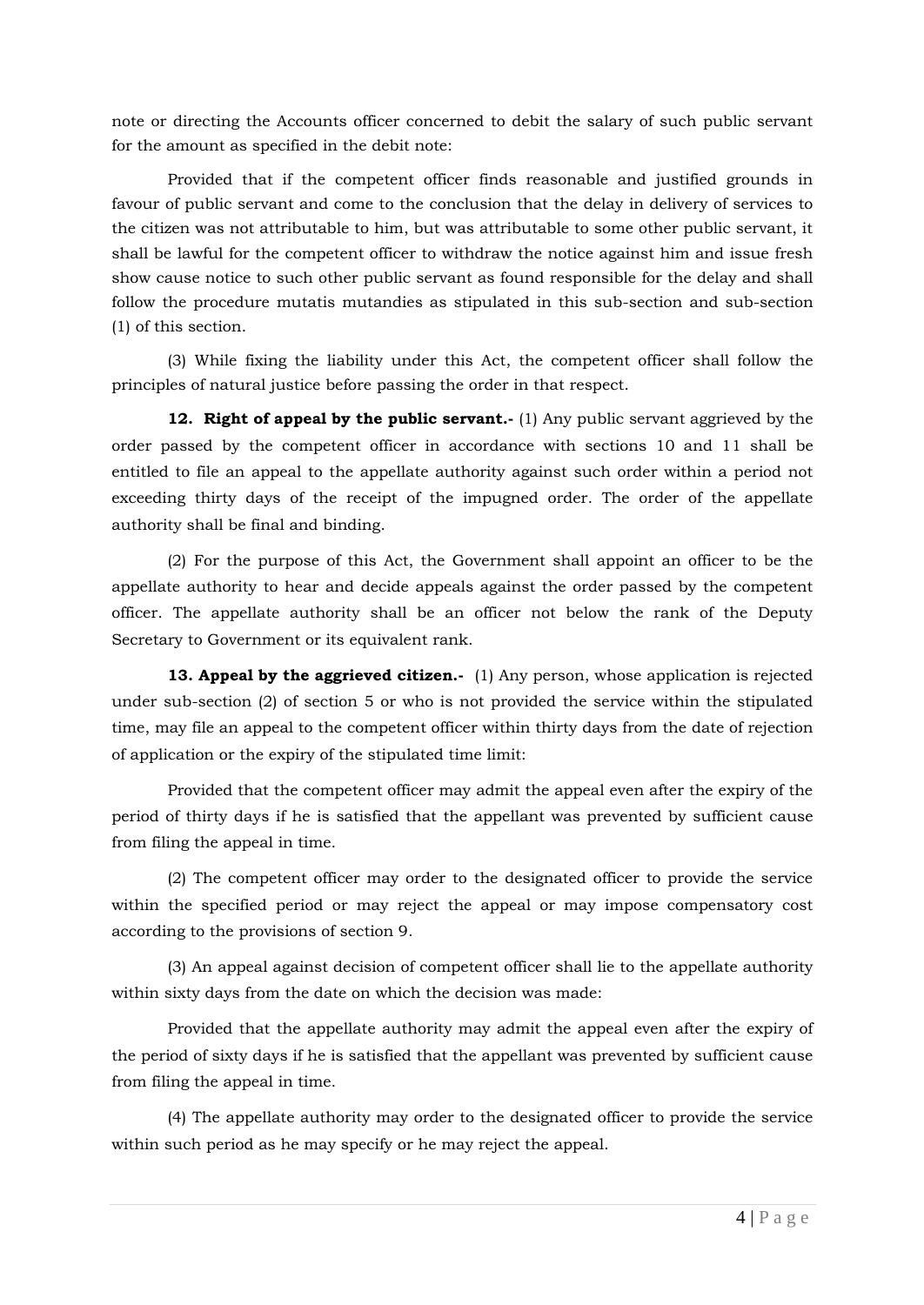note or directing the Accounts officer concerned to debit the salary of such public servant for the amount as specified in the debit note:

Provided that if the competent officer finds reasonable and justified grounds in favour of public servant and come to the conclusion that the delay in delivery of services to the citizen was not attributable to him, but was attributable to some other public servant, it shall be lawful for the competent officer to withdraw the notice against him and issue fresh show cause notice to such other public servant as found responsible for the delay and shall follow the procedure mutatis mutandies as stipulated in this sub-section and sub-section (1) of this section.

(3) While fixing the liability under this Act, the competent officer shall follow the principles of natural justice before passing the order in that respect.

**12. Right of appeal by the public servant.-** (1) Any public servant aggrieved by the order passed by the competent officer in accordance with sections 10 and 11 shall be entitled to file an appeal to the appellate authority against such order within a period not exceeding thirty days of the receipt of the impugned order. The order of the appellate authority shall be final and binding.

(2) For the purpose of this Act, the Government shall appoint an officer to be the appellate authority to hear and decide appeals against the order passed by the competent officer. The appellate authority shall be an officer not below the rank of the Deputy Secretary to Government or its equivalent rank.

**13. Appeal by the aggrieved citizen.-** (1) Any person, whose application is rejected under sub-section (2) of section 5 or who is not provided the service within the stipulated time, may file an appeal to the competent officer within thirty days from the date of rejection of application or the expiry of the stipulated time limit:

Provided that the competent officer may admit the appeal even after the expiry of the period of thirty days if he is satisfied that the appellant was prevented by sufficient cause from filing the appeal in time.

(2) The competent officer may order to the designated officer to provide the service within the specified period or may reject the appeal or may impose compensatory cost according to the provisions of section 9.

(3) An appeal against decision of competent officer shall lie to the appellate authority within sixty days from the date on which the decision was made:

Provided that the appellate authority may admit the appeal even after the expiry of the period of sixty days if he is satisfied that the appellant was prevented by sufficient cause from filing the appeal in time.

(4) The appellate authority may order to the designated officer to provide the service within such period as he may specify or he may reject the appeal.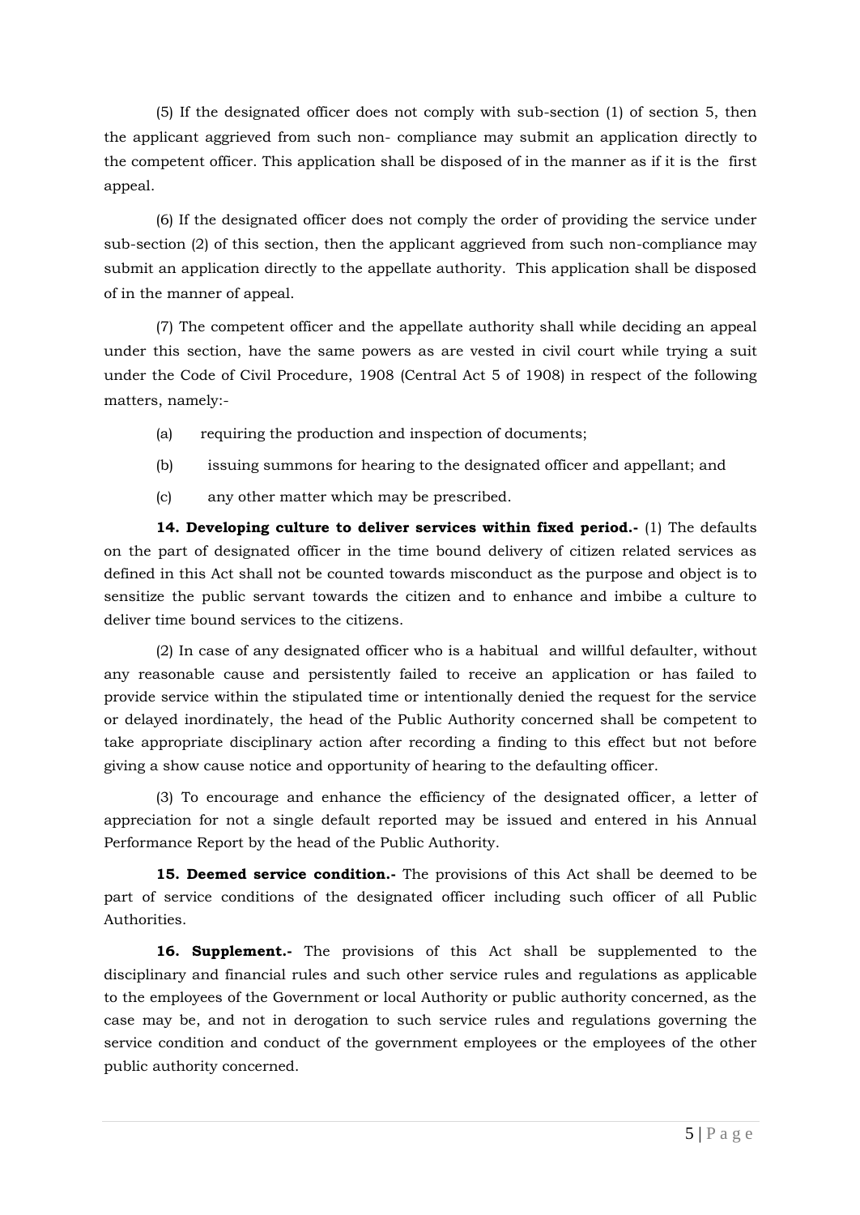(5) If the designated officer does not comply with sub-section (1) of section 5, then the applicant aggrieved from such non- compliance may submit an application directly to the competent officer. This application shall be disposed of in the manner as if it is the first appeal.

(6) If the designated officer does not comply the order of providing the service under sub-section (2) of this section, then the applicant aggrieved from such non-compliance may submit an application directly to the appellate authority. This application shall be disposed of in the manner of appeal.

(7) The competent officer and the appellate authority shall while deciding an appeal under this section, have the same powers as are vested in civil court while trying a suit under the Code of Civil Procedure, 1908 (Central Act 5 of 1908) in respect of the following matters, namely:-

(a) requiring the production and inspection of documents;

(b) issuing summons for hearing to the designated officer and appellant; and

(c) any other matter which may be prescribed.

**14. Developing culture to deliver services within fixed period.-** (1) The defaults on the part of designated officer in the time bound delivery of citizen related services as defined in this Act shall not be counted towards misconduct as the purpose and object is to sensitize the public servant towards the citizen and to enhance and imbibe a culture to deliver time bound services to the citizens.

(2) In case of any designated officer who is a habitual and willful defaulter, without any reasonable cause and persistently failed to receive an application or has failed to provide service within the stipulated time or intentionally denied the request for the service or delayed inordinately, the head of the Public Authority concerned shall be competent to take appropriate disciplinary action after recording a finding to this effect but not before giving a show cause notice and opportunity of hearing to the defaulting officer.

(3) To encourage and enhance the efficiency of the designated officer, a letter of appreciation for not a single default reported may be issued and entered in his Annual Performance Report by the head of the Public Authority.

**15. Deemed service condition.-** The provisions of this Act shall be deemed to be part of service conditions of the designated officer including such officer of all Public Authorities.

**16. Supplement.-** The provisions of this Act shall be supplemented to the disciplinary and financial rules and such other service rules and regulations as applicable to the employees of the Government or local Authority or public authority concerned, as the case may be, and not in derogation to such service rules and regulations governing the service condition and conduct of the government employees or the employees of the other public authority concerned.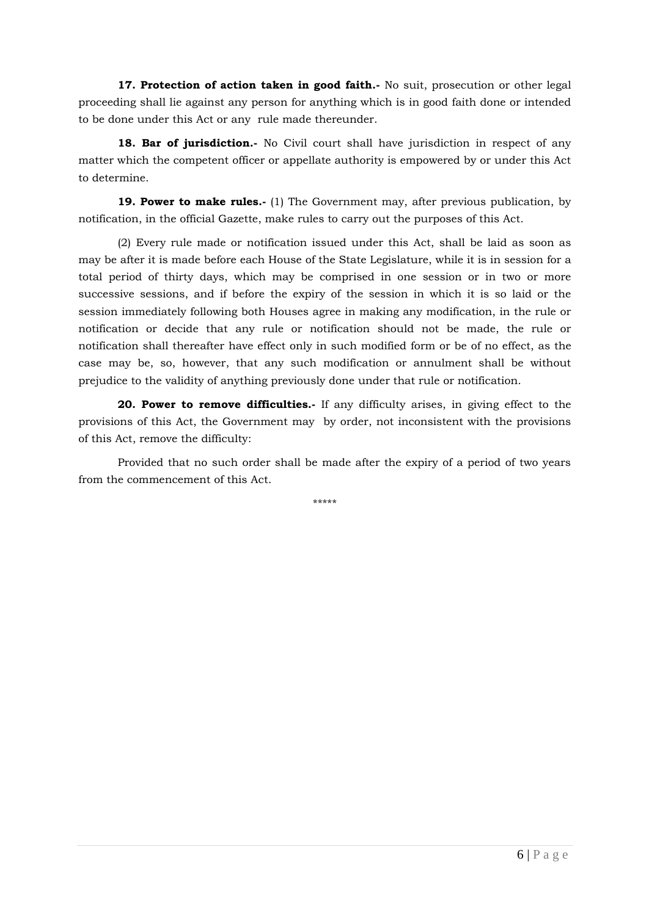**17. Protection of action taken in good faith.-** No suit, prosecution or other legal proceeding shall lie against any person for anything which is in good faith done or intended to be done under this Act or any rule made thereunder.

**18. Bar of jurisdiction.-** No Civil court shall have jurisdiction in respect of any matter which the competent officer or appellate authority is empowered by or under this Act to determine.

**19. Power to make rules.-** (1) The Government may, after previous publication, by notification, in the official Gazette, make rules to carry out the purposes of this Act.

(2) Every rule made or notification issued under this Act, shall be laid as soon as may be after it is made before each House of the State Legislature, while it is in session for a total period of thirty days, which may be comprised in one session or in two or more successive sessions, and if before the expiry of the session in which it is so laid or the session immediately following both Houses agree in making any modification, in the rule or notification or decide that any rule or notification should not be made, the rule or notification shall thereafter have effect only in such modified form or be of no effect, as the case may be, so, however, that any such modification or annulment shall be without prejudice to the validity of anything previously done under that rule or notification.

**20. Power to remove difficulties.-** If any difficulty arises, in giving effect to the provisions of this Act, the Government may by order, not inconsistent with the provisions of this Act, remove the difficulty:

Provided that no such order shall be made after the expiry of a period of two years from the commencement of this Act.

*****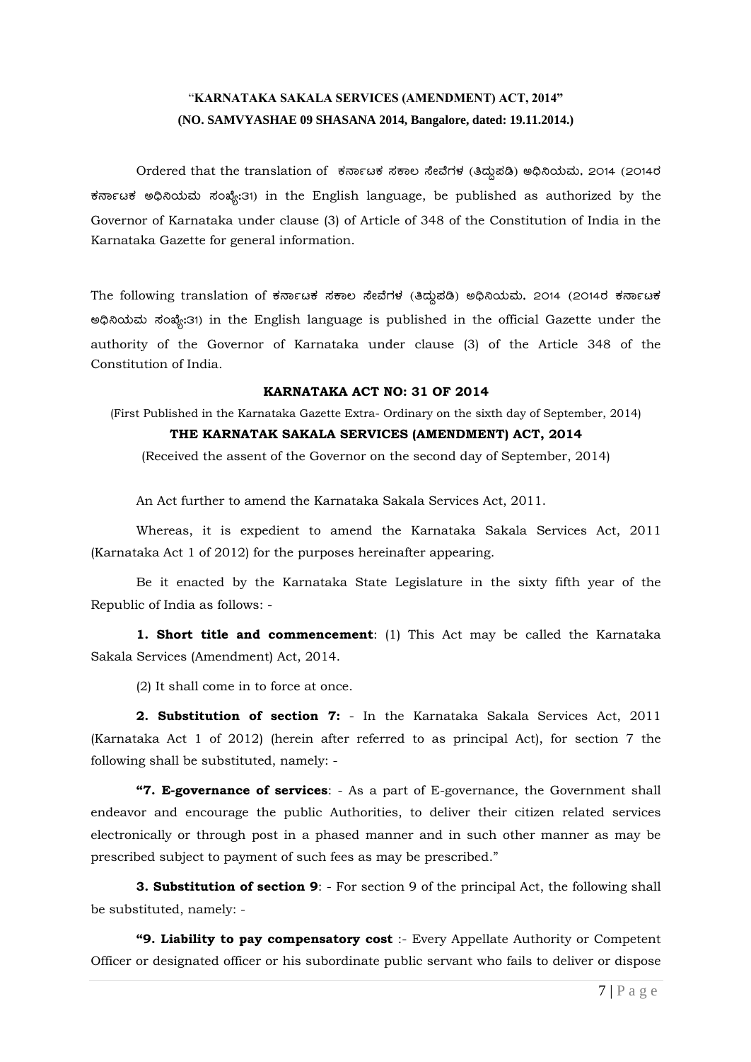## "KARNATAKA SAKALA SERVICES (AMENDMENT) ACT, 2014"

**(NO. SAMVYASHAE 09 SHASANA 2014, Bangalore, dated: 19.11.2014.)**

Ordered that the translation of ಕರ್ನಾಟಕ ಸಕಾಲ ಸೇವೆಗಳ (ತಿದ್ದುಪಡಿ) ಅಧಿನಿಯಮ, 2014 (2014ರ ಕರ್ನಾಟಕ ಅಧಿನಿಯಮ ಸಂಖ್ಯೆ:31) in the English language, be published as authorized by the Governor of Karnataka under clause (3) of Article of 348 of the Constitution of India in the Karnataka Gazette for general information.

The following translation of ಕರ್ನಾಟಕ ಸಕಾಲ ಸೇವೆಗಳ (ತಿದ್ದುಪಡಿ) ಅಧಿನಿಯಮ, 2014 (2014ರ ಕರ್ನಾಟಕ ಅಧಿನಿಯಮ ಸಂಖ್ಯೆ:31) in the English language is published in the official Gazette under the authority of the Governor of Karnataka under clause (3) of the Article 348 of the Constitution of India.

**KARNATAKA ACT NO: 31 OF 2014**

(First Published in the Karnataka Gazette Extra- Ordinary on the sixth day of September, 2014)

**THE KARNATAK SAKALA SERVICES (AMENDMENT) ACT, 2014**

(Received the assent of the Governor on the second day of September, 2014)

An Act further to amend the Karnataka Sakala Services Act, 2011.

Whereas, it is expedient to amend the Karnataka Sakala Services Act, 2011 (Karnataka Act 1 of 2012) for the purposes hereinafter appearing.

Be it enacted by the Karnataka State Legislature in the sixty fifth year of the Republic of India as follows: -

**1. Short title and commencement**: (1) This Act may be called the Karnataka Sakala Services (Amendment) Act, 2014.

(2) It shall come in to force at once.

**2. Substitution of section 7:** - In the Karnataka Sakala Services Act, 2011 (Karnataka Act 1 of 2012) (herein after referred to as principal Act), for section 7 the following shall be substituted, namely: -

**"7. E-governance of services**: - As a part of E-governance, the Government shall endeavor and encourage the public Authorities, to deliver their citizen related services electronically or through post in a phased manner and in such other manner as may be prescribed subject to payment of such fees as may be prescribed."

**3. Substitution of section 9**: - For section 9 of the principal Act, the following shall be substituted, namely: -

**"9. Liability to pay compensatory cost** :- Every Appellate Authority or Competent Officer or designated officer or his subordinate public servant who fails to deliver or dispose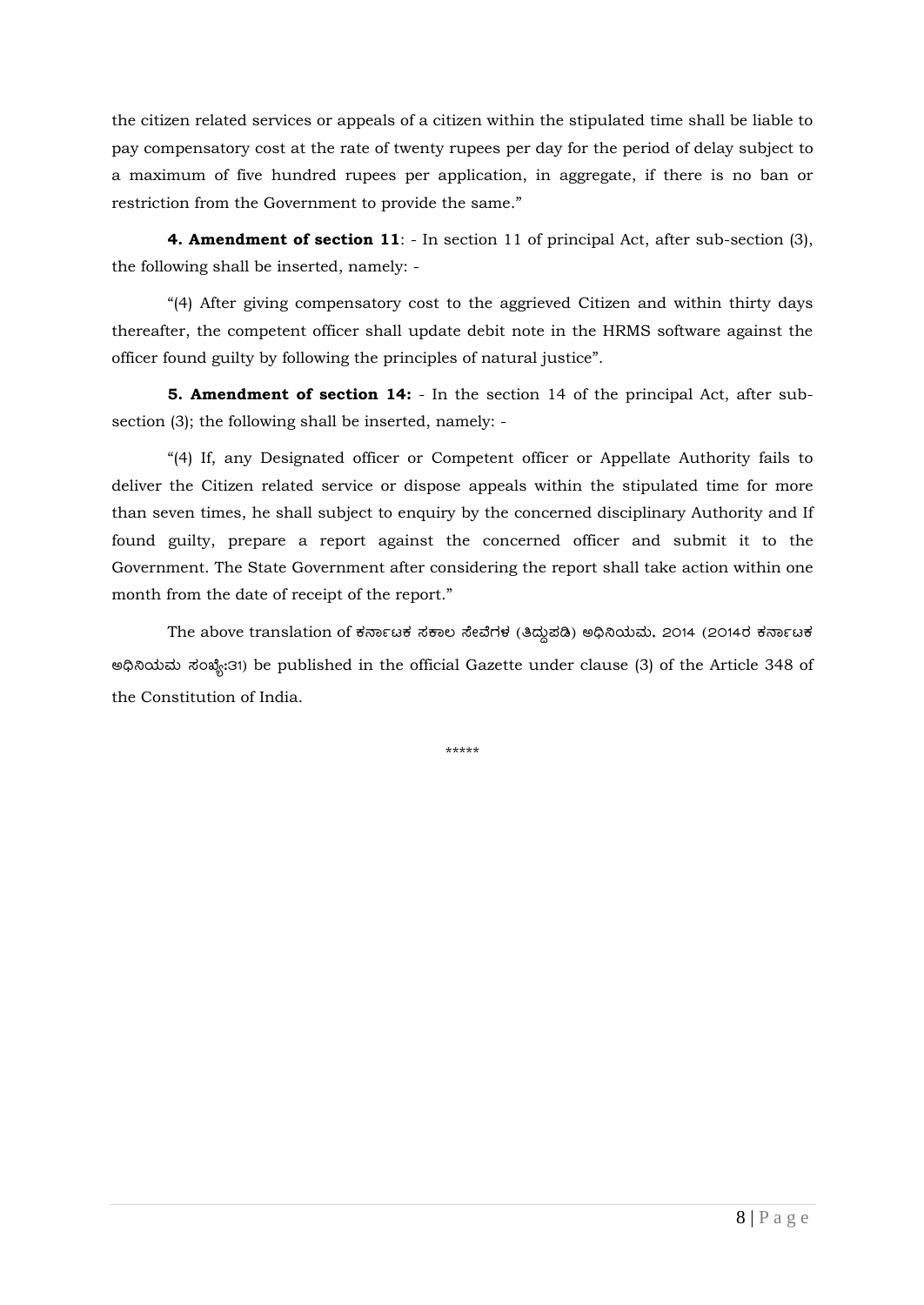the citizen related services or appeals of a citizen within the stipulated time shall be liable to pay compensatory cost at the rate of twenty rupees per day for the period of delay subject to a maximum of five hundred rupees per application, in aggregate, if there is no ban or restriction from the Government to provide the same."

**4. Amendment of section 11**: - In section 11 of principal Act, after sub-section (3), the following shall be inserted, namely: -

"(4) After giving compensatory cost to the aggrieved Citizen and within thirty days thereafter, the competent officer shall update debit note in the HRMS software against the officer found guilty by following the principles of natural justice".

**5. Amendment of section 14:** - In the section 14 of the principal Act, after sub-section (3); the following shall be inserted, namely: -

"(4) If, any Designated officer or Competent officer or Appellate Authority fails to deliver the Citizen related service or dispose appeals within the stipulated time for more than seven times, he shall subject to enquiry by the concerned disciplinary Authority and If found guilty, prepare a report against the concerned officer and submit it to the Government. The State Government after considering the report shall take action within one month from the date of receipt of the report."

The above translation of ಕರ್ನಾಟಕ ಸಕಾಲ ಸೇವೆಗಳ (ತಿದ್ದುಪಡಿ) ಅಧಿನಿಯಮ, 2014 (2014ರ ಕರ್ನಾಟಕ ಅಧಿನಿಯಮ ಸಂಖ್ಯೆ:31) be published in the official Gazette under clause (3) of the Article 348 of the Constitution of India.

*****